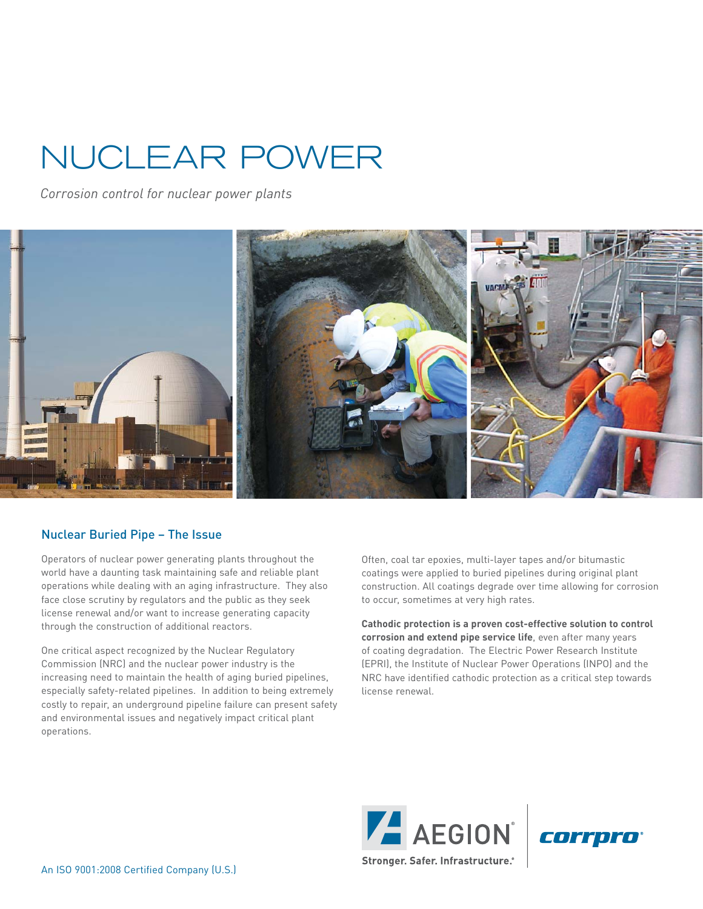# NUCLEAR POWER

*Corrosion control for nuclear power plants*

## Nuclear Buried Pipe – The Issue

Operators of nuclear power generating plants throughout the world have a daunting task maintaining safe and reliable plant operations while dealing with an aging infrastructure. They also face close scrutiny by regulators and the public as they seek license renewal and/or want to increase generating capacity through the construction of additional reactors.

One critical aspect recognized by the Nuclear Regulatory Commission (NRC) and the nuclear power industry is the increasing need to maintain the health of aging buried pipelines, especially safety-related pipelines. In addition to being extremely costly to repair, an underground pipeline failure can present safety and environmental issues and negatively impact critical plant operations.

Often, coal tar epoxies, multi-layer tapes and/or bitumastic coatings were applied to buried pipelines during original plant construction. All coatings degrade over time allowing for corrosion to occur, sometimes at very high rates.

**Cathodic protection is a proven cost-effective solution to control corrosion and extend pipe service life**, even after many years of coating degradation. The Electric Power Research Institute (EPRI), the Institute of Nuclear Power Operations (INPO) and the NRC have identified cathodic protection as a critical step towards license renewal.

AEGION® Stronger. Safer. Infrastructure.® | corrpro®

An ISO 9001:2008 Certified Company (U.S.)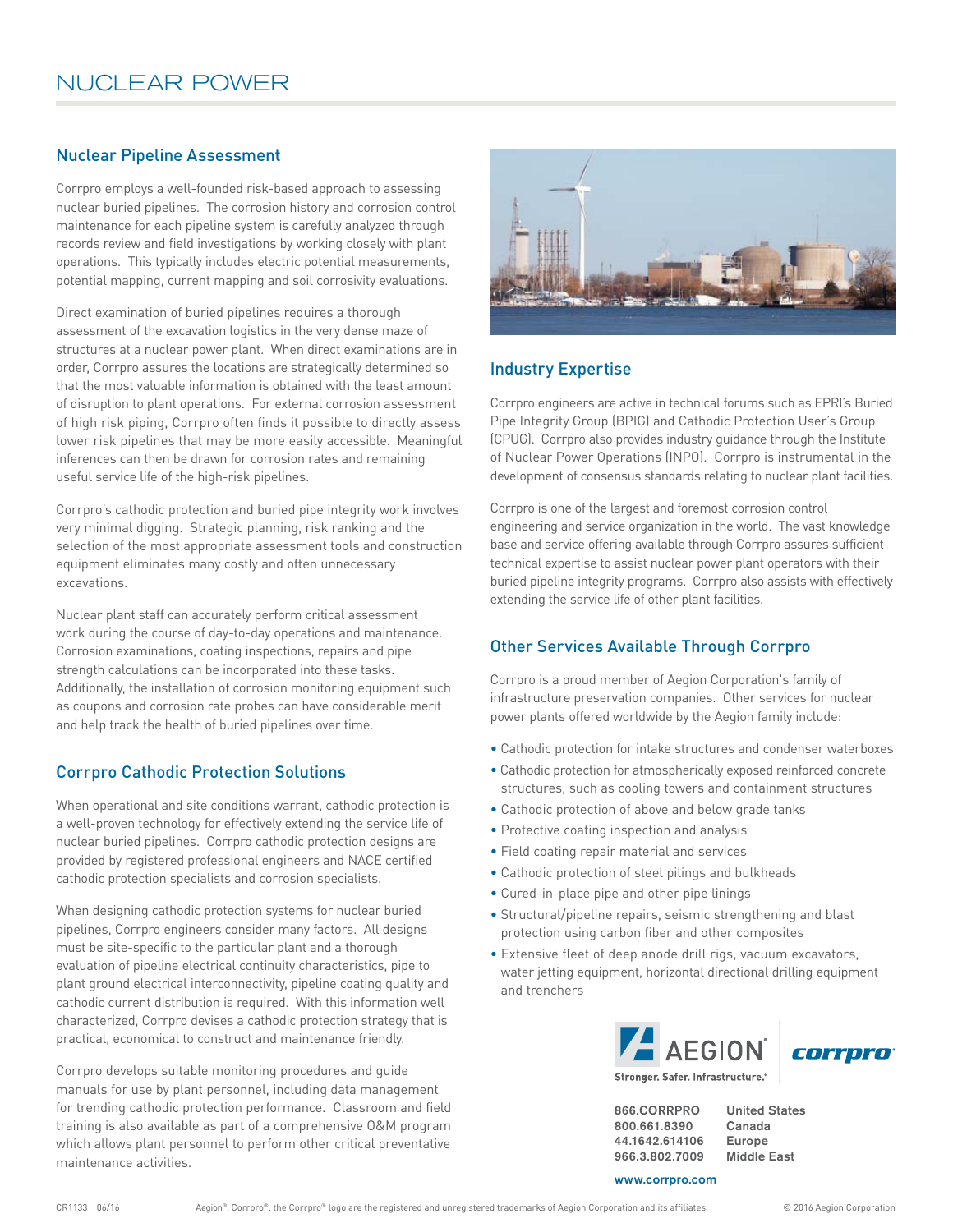# NUCLEAR POWER

## Nuclear Pipeline Assessment

Corrpro employs a well-founded risk-based approach to assessing nuclear buried pipelines. The corrosion history and corrosion control maintenance for each pipeline system is carefully analyzed through records review and field investigations by working closely with plant operations. This typically includes electric potential measurements, potential mapping, current mapping and soil corrosivity evaluations.

Direct examination of buried pipelines requires a thorough assessment of the excavation logistics in the very dense maze of structures at a nuclear power plant. When direct examinations are in order, Corrpro assures the locations are strategically determined so that the most valuable information is obtained with the least amount of disruption to plant operations. For external corrosion assessment of high risk piping, Corrpro often finds it possible to directly assess lower risk pipelines that may be more easily accessible. Meaningful inferences can then be drawn for corrosion rates and remaining useful service life of the high-risk pipelines.

Corrpro's cathodic protection and buried pipe integrity work involves very minimal digging. Strategic planning, risk ranking and the selection of the most appropriate assessment tools and construction equipment eliminates many costly and often unnecessary excavations.

Nuclear plant staff can accurately perform critical assessment work during the course of day-to-day operations and maintenance. Corrosion examinations, coating inspections, repairs and pipe strength calculations can be incorporated into these tasks. Additionally, the installation of corrosion monitoring equipment such as coupons and corrosion rate probes can have considerable merit and help track the health of buried pipelines over time.

## Corrpro Cathodic Protection Solutions

When operational and site conditions warrant, cathodic protection is a well-proven technology for effectively extending the service life of nuclear buried pipelines. Corrpro cathodic protection designs are provided by registered professional engineers and NACE certified cathodic protection specialists and corrosion specialists.

When designing cathodic protection systems for nuclear buried pipelines, Corrpro engineers consider many factors. All designs must be site-specific to the particular plant and a thorough evaluation of pipeline electrical continuity characteristics, pipe to plant ground electrical interconnectivity, pipeline coating quality and cathodic current distribution is required. With this information well characterized, Corrpro devises a cathodic protection strategy that is practical, economical to construct and maintenance friendly.

Corrpro develops suitable monitoring procedures and guide manuals for use by plant personnel, including data management for trending cathodic protection performance. Classroom and field training is also available as part of a comprehensive O&M program which allows plant personnel to perform other critical preventative maintenance activities.

## Industry Expertise

Corrpro engineers are active in technical forums such as EPRI's Buried Pipe Integrity Group (BPIG) and Cathodic Protection User's Group (CPUG). Corrpro also provides industry guidance through the Institute of Nuclear Power Operations (INPO). Corrpro is instrumental in the development of consensus standards relating to nuclear plant facilities.

Corrpro is one of the largest and foremost corrosion control engineering and service organization in the world. The vast knowledge base and service offering available through Corrpro assures sufficient technical expertise to assist nuclear power plant operators with their buried pipeline integrity programs. Corrpro also assists with effectively extending the service life of other plant facilities.

## Other Services Available Through Corrpro

Corrpro is a proud member of Aegion Corporation's family of infrastructure preservation companies. Other services for nuclear power plants offered worldwide by the Aegion family include:

- Cathodic protection for intake structures and condenser waterboxes
- Cathodic protection for atmospherically exposed reinforced concrete structures, such as cooling towers and containment structures
- Cathodic protection of above and below grade tanks
- Protective coating inspection and analysis
- Field coating repair material and services
- Cathodic protection of steel pilings and bulkheads
- Cured-in-place pipe and other pipe linings
- Structural/pipeline repairs, seismic strengthening and blast protection using carbon fiber and other composites
- Extensive fleet of deep anode drill rigs, vacuum excavators, water jetting equipment, horizontal directional drilling equipment and trenchers

AEGION® corrpro®

Stronger. Safer. Infrastructure.®

| | |
|---|---|
| 866.CORRPRO | United States |
| 800.661.8390 | Canada |
| 44.1642.614106 | Europe |
| 966.3.802.7009 | Middle East |

www.corrpro.com

CR1133 06/16 Aegion®, Corrpro®, the Corrpro® logo are the registered and unregistered trademarks of Aegion Corporation and its affiliates. © 2016 Aegion Corporation